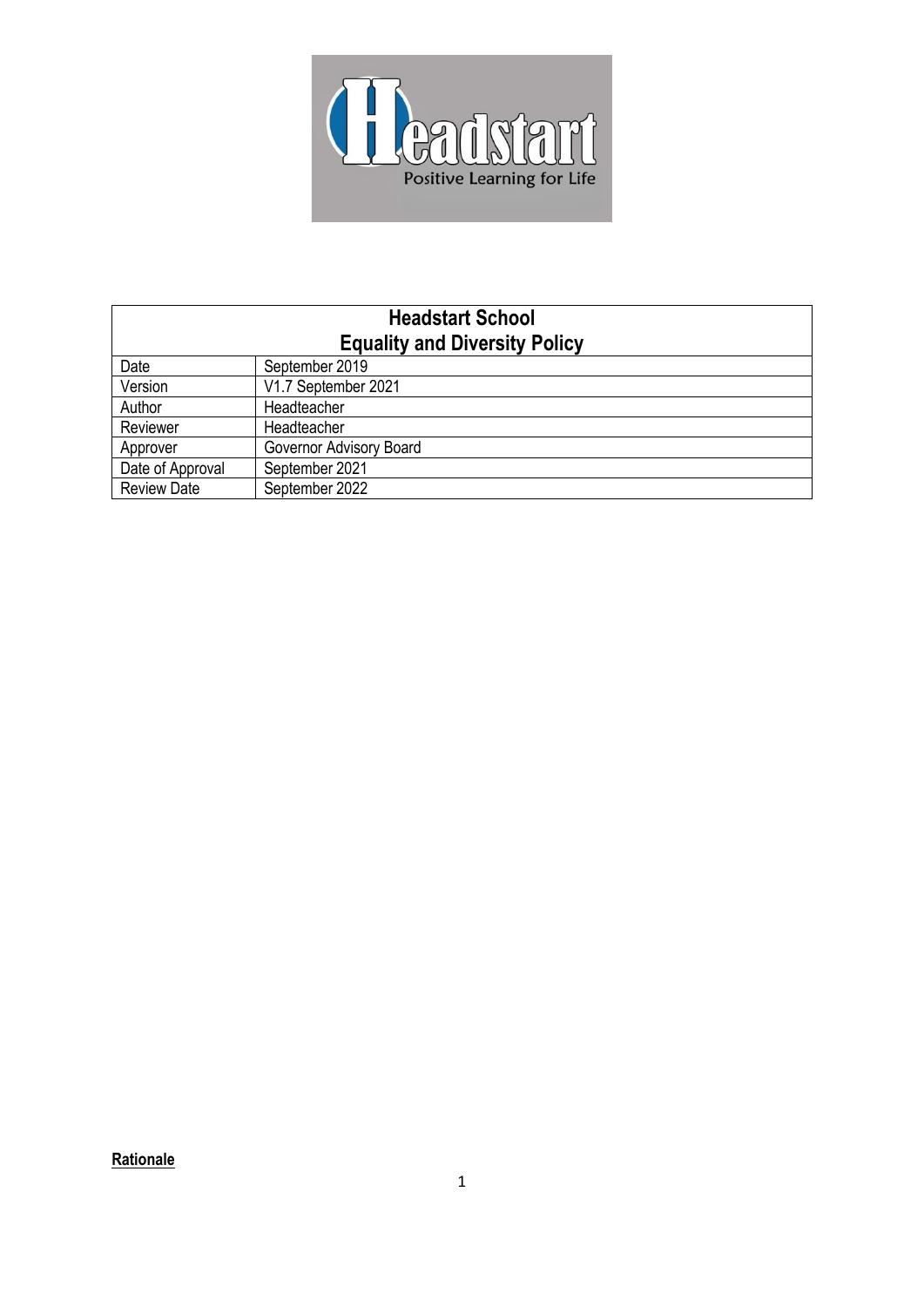| Headstart School<br>Equality and Diversity Policy | |
|---|---|
| Date | September 2019 |
| Version | V1.7 September 2021 |
| Author | Headteacher |
| Reviewer | Headteacher |
| Approver | Governor Advisory Board |
| Date of Approval | September 2021 |
| Review Date | September 2022 |

**Rationale**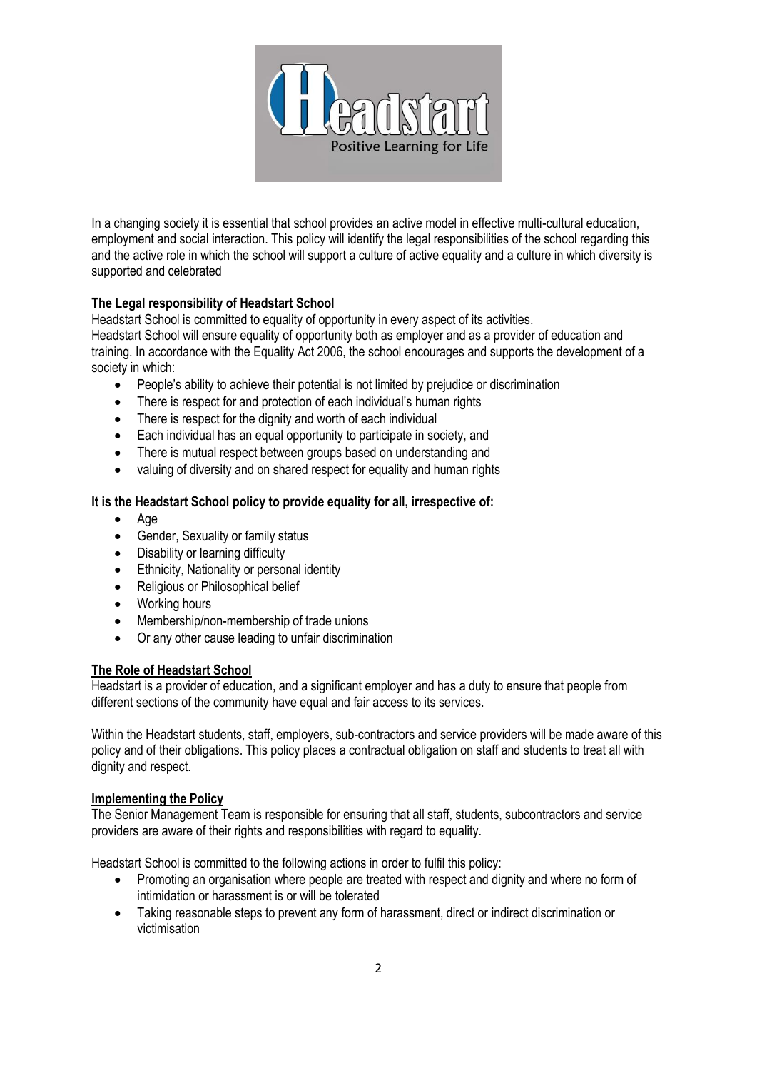In a changing society it is essential that school provides an active model in effective multi-cultural education, employment and social interaction. This policy will identify the legal responsibilities of the school regarding this and the active role in which the school will support a culture of active equality and a culture in which diversity is supported and celebrated

**The Legal responsibility of Headstart School**

Headstart School is committed to equality of opportunity in every aspect of its activities.
Headstart School will ensure equality of opportunity both as employer and as a provider of education and training. In accordance with the Equality Act 2006, the school encourages and supports the development of a society in which:

- People's ability to achieve their potential is not limited by prejudice or discrimination
- There is respect for and protection of each individual's human rights
- There is respect for the dignity and worth of each individual
- Each individual has an equal opportunity to participate in society, and
- There is mutual respect between groups based on understanding and
- valuing of diversity and on shared respect for equality and human rights

**It is the Headstart School policy to provide equality for all, irrespective of:**

- Age
- Gender, Sexuality or family status
- Disability or learning difficulty
- Ethnicity, Nationality or personal identity
- Religious or Philosophical belief
- Working hours
- Membership/non-membership of trade unions
- Or any other cause leading to unfair discrimination

**<u>The Role of Headstart School</u>**

Headstart is a provider of education, and a significant employer and has a duty to ensure that people from different sections of the community have equal and fair access to its services.

Within the Headstart students, staff, employers, sub-contractors and service providers will be made aware of this policy and of their obligations. This policy places a contractual obligation on staff and students to treat all with dignity and respect.

**<u>Implementing the Policy</u>**

The Senior Management Team is responsible for ensuring that all staff, students, subcontractors and service providers are aware of their rights and responsibilities with regard to equality.

Headstart School is committed to the following actions in order to fulfil this policy:

- Promoting an organisation where people are treated with respect and dignity and where no form of intimidation or harassment is or will be tolerated
- Taking reasonable steps to prevent any form of harassment, direct or indirect discrimination or victimisation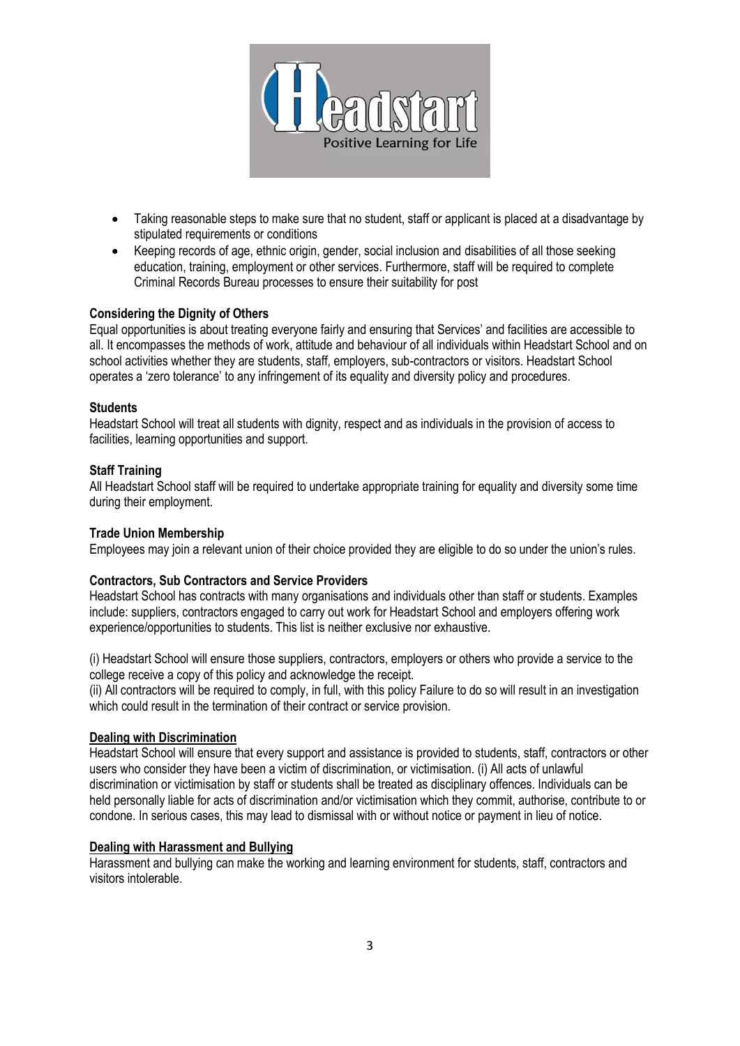- Taking reasonable steps to make sure that no student, staff or applicant is placed at a disadvantage by stipulated requirements or conditions
- Keeping records of age, ethnic origin, gender, social inclusion and disabilities of all those seeking education, training, employment or other services. Furthermore, staff will be required to complete Criminal Records Bureau processes to ensure their suitability for post

**Considering the Dignity of Others**

Equal opportunities is about treating everyone fairly and ensuring that Services' and facilities are accessible to all. It encompasses the methods of work, attitude and behaviour of all individuals within Headstart School and on school activities whether they are students, staff, employers, sub-contractors or visitors. Headstart School operates a 'zero tolerance' to any infringement of its equality and diversity policy and procedures.

**Students**

Headstart School will treat all students with dignity, respect and as individuals in the provision of access to facilities, learning opportunities and support.

**Staff Training**

All Headstart School staff will be required to undertake appropriate training for equality and diversity some time during their employment.

**Trade Union Membership**

Employees may join a relevant union of their choice provided they are eligible to do so under the union's rules.

**Contractors, Sub Contractors and Service Providers**

Headstart School has contracts with many organisations and individuals other than staff or students. Examples include: suppliers, contractors engaged to carry out work for Headstart School and employers offering work experience/opportunities to students. This list is neither exclusive nor exhaustive.

(i) Headstart School will ensure those suppliers, contractors, employers or others who provide a service to the college receive a copy of this policy and acknowledge the receipt.
(ii) All contractors will be required to comply, in full, with this policy Failure to do so will result in an investigation which could result in the termination of their contract or service provision.

**Dealing with Discrimination**

Headstart School will ensure that every support and assistance is provided to students, staff, contractors or other users who consider they have been a victim of discrimination, or victimisation. (i) All acts of unlawful discrimination or victimisation by staff or students shall be treated as disciplinary offences. Individuals can be held personally liable for acts of discrimination and/or victimisation which they commit, authorise, contribute to or condone. In serious cases, this may lead to dismissal with or without notice or payment in lieu of notice.

**Dealing with Harassment and Bullying**

Harassment and bullying can make the working and learning environment for students, staff, contractors and visitors intolerable.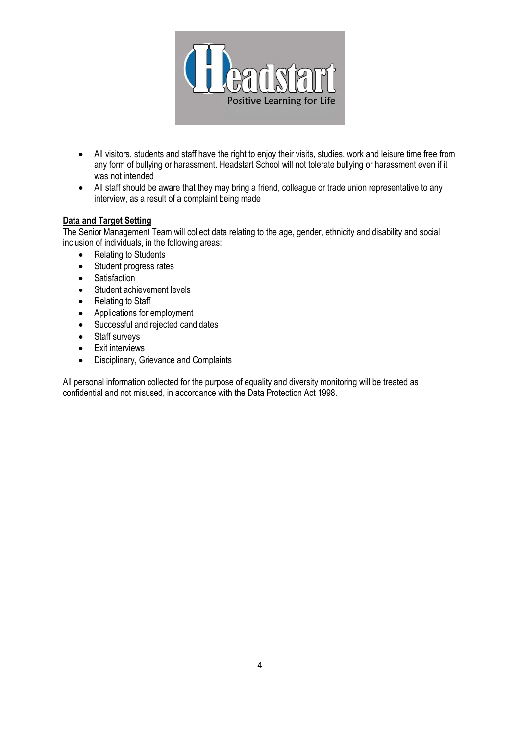- All visitors, students and staff have the right to enjoy their visits, studies, work and leisure time free from any form of bullying or harassment. Headstart School will not tolerate bullying or harassment even if it was not intended
- All staff should be aware that they may bring a friend, colleague or trade union representative to any interview, as a result of a complaint being made

**Data and Target Setting**

The Senior Management Team will collect data relating to the age, gender, ethnicity and disability and social inclusion of individuals, in the following areas:

- Relating to Students
- Student progress rates
- Satisfaction
- Student achievement levels
- Relating to Staff
- Applications for employment
- Successful and rejected candidates
- Staff surveys
- Exit interviews
- Disciplinary, Grievance and Complaints

All personal information collected for the purpose of equality and diversity monitoring will be treated as confidential and not misused, in accordance with the Data Protection Act 1998.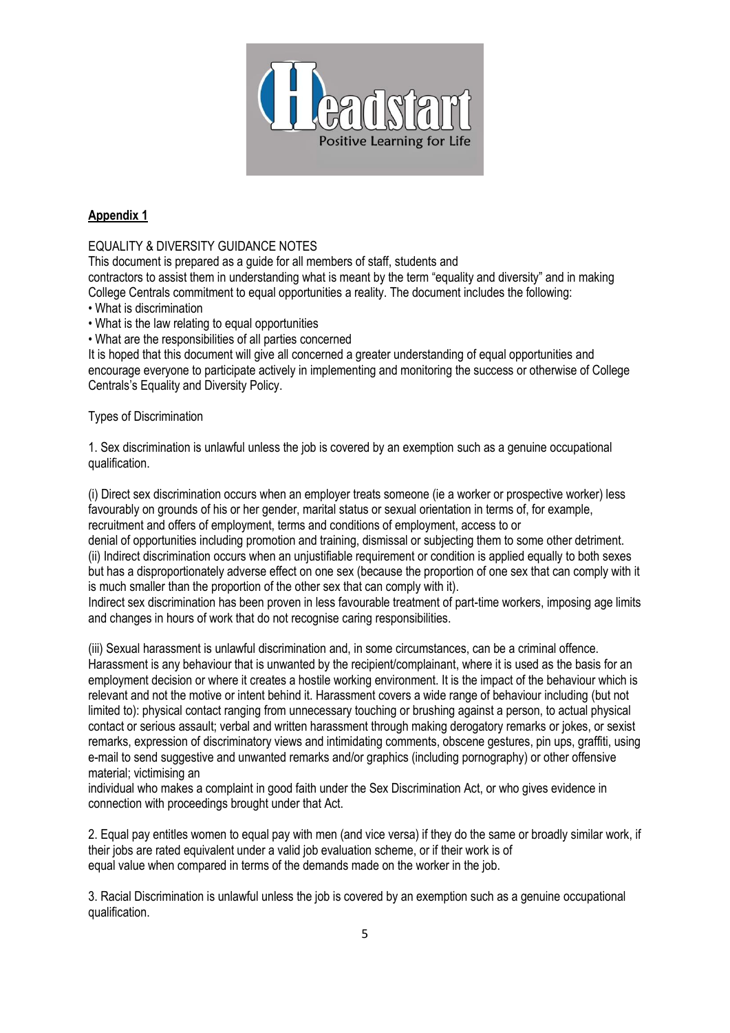## Appendix 1

EQUALITY & DIVERSITY GUIDANCE NOTES

This document is prepared as a guide for all members of staff, students and contractors to assist them in understanding what is meant by the term "equality and diversity" and in making College Centrals commitment to equal opportunities a reality. The document includes the following:

- What is discrimination
- What is the law relating to equal opportunities
- What are the responsibilities of all parties concerned

It is hoped that this document will give all concerned a greater understanding of equal opportunities and encourage everyone to participate actively in implementing and monitoring the success or otherwise of College Centrals's Equality and Diversity Policy.

Types of Discrimination

1. Sex discrimination is unlawful unless the job is covered by an exemption such as a genuine occupational qualification.

(i) Direct sex discrimination occurs when an employer treats someone (ie a worker or prospective worker) less favourably on grounds of his or her gender, marital status or sexual orientation in terms of, for example, recruitment and offers of employment, terms and conditions of employment, access to or denial of opportunities including promotion and training, dismissal or subjecting them to some other detriment.
(ii) Indirect discrimination occurs when an unjustifiable requirement or condition is applied equally to both sexes but has a disproportionately adverse effect on one sex (because the proportion of one sex that can comply with it is much smaller than the proportion of the other sex that can comply with it).
Indirect sex discrimination has been proven in less favourable treatment of part-time workers, imposing age limits and changes in hours of work that do not recognise caring responsibilities.

(iii) Sexual harassment is unlawful discrimination and, in some circumstances, can be a criminal offence. Harassment is any behaviour that is unwanted by the recipient/complainant, where it is used as the basis for an employment decision or where it creates a hostile working environment. It is the impact of the behaviour which is relevant and not the motive or intent behind it. Harassment covers a wide range of behaviour including (but not limited to): physical contact ranging from unnecessary touching or brushing against a person, to actual physical contact or serious assault; verbal and written harassment through making derogatory remarks or jokes, or sexist remarks, expression of discriminatory views and intimidating comments, obscene gestures, pin ups, graffiti, using e-mail to send suggestive and unwanted remarks and/or graphics (including pornography) or other offensive material; victimising an individual who makes a complaint in good faith under the Sex Discrimination Act, or who gives evidence in connection with proceedings brought under that Act.

2. Equal pay entitles women to equal pay with men (and vice versa) if they do the same or broadly similar work, if their jobs are rated equivalent under a valid job evaluation scheme, or if their work is of equal value when compared in terms of the demands made on the worker in the job.

3. Racial Discrimination is unlawful unless the job is covered by an exemption such as a genuine occupational qualification.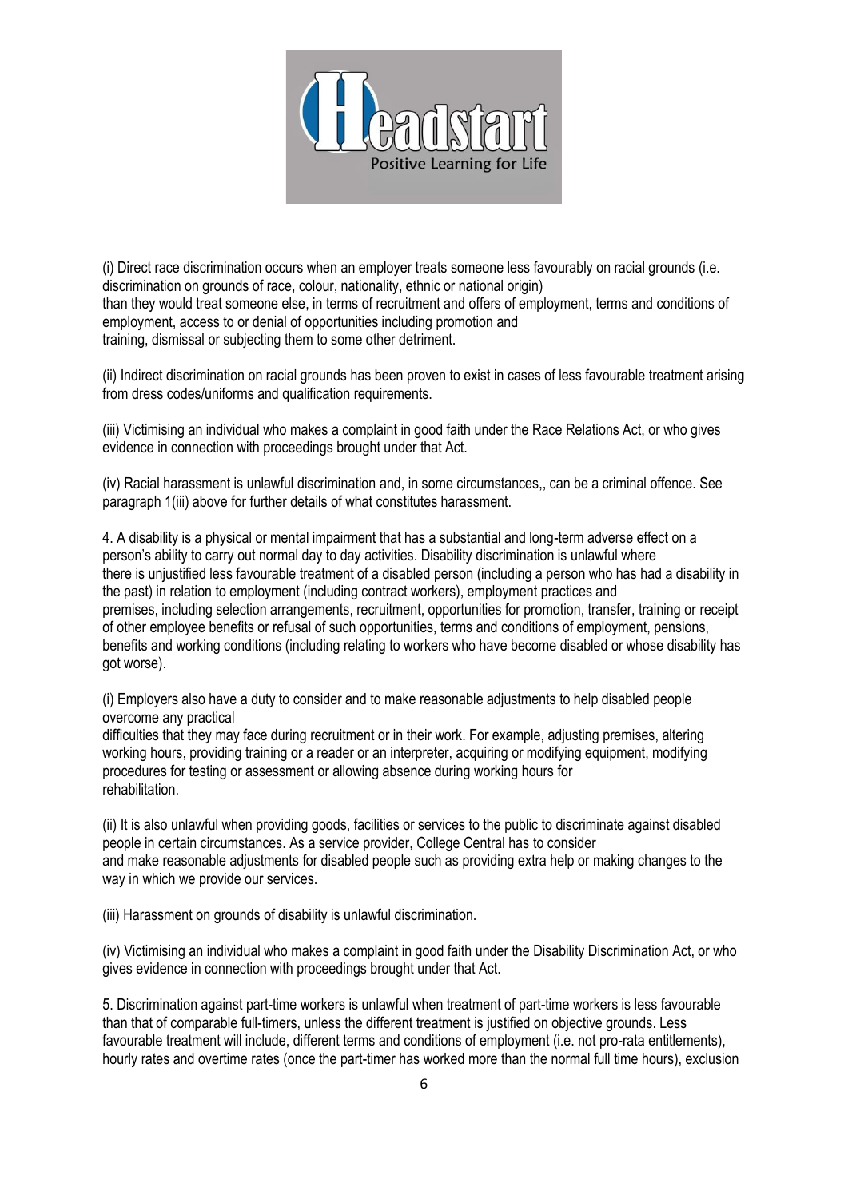(i) Direct race discrimination occurs when an employer treats someone less favourably on racial grounds (i.e. discrimination on grounds of race, colour, nationality, ethnic or national origin) than they would treat someone else, in terms of recruitment and offers of employment, terms and conditions of employment, access to or denial of opportunities including promotion and training, dismissal or subjecting them to some other detriment.

(ii) Indirect discrimination on racial grounds has been proven to exist in cases of less favourable treatment arising from dress codes/uniforms and qualification requirements.

(iii) Victimising an individual who makes a complaint in good faith under the Race Relations Act, or who gives evidence in connection with proceedings brought under that Act.

(iv) Racial harassment is unlawful discrimination and, in some circumstances,, can be a criminal offence. See paragraph 1(iii) above for further details of what constitutes harassment.

4. A disability is a physical or mental impairment that has a substantial and long-term adverse effect on a person's ability to carry out normal day to day activities. Disability discrimination is unlawful where there is unjustified less favourable treatment of a disabled person (including a person who has had a disability in the past) in relation to employment (including contract workers), employment practices and premises, including selection arrangements, recruitment, opportunities for promotion, transfer, training or receipt of other employee benefits or refusal of such opportunities, terms and conditions of employment, pensions, benefits and working conditions (including relating to workers who have become disabled or whose disability has got worse).

(i) Employers also have a duty to consider and to make reasonable adjustments to help disabled people overcome any practical difficulties that they may face during recruitment or in their work. For example, adjusting premises, altering working hours, providing training or a reader or an interpreter, acquiring or modifying equipment, modifying procedures for testing or assessment or allowing absence during working hours for rehabilitation.

(ii) It is also unlawful when providing goods, facilities or services to the public to discriminate against disabled people in certain circumstances. As a service provider, College Central has to consider and make reasonable adjustments for disabled people such as providing extra help or making changes to the way in which we provide our services.

(iii) Harassment on grounds of disability is unlawful discrimination.

(iv) Victimising an individual who makes a complaint in good faith under the Disability Discrimination Act, or who gives evidence in connection with proceedings brought under that Act.

5. Discrimination against part-time workers is unlawful when treatment of part-time workers is less favourable than that of comparable full-timers, unless the different treatment is justified on objective grounds. Less favourable treatment will include, different terms and conditions of employment (i.e. not pro-rata entitlements), hourly rates and overtime rates (once the part-timer has worked more than the normal full time hours), exclusion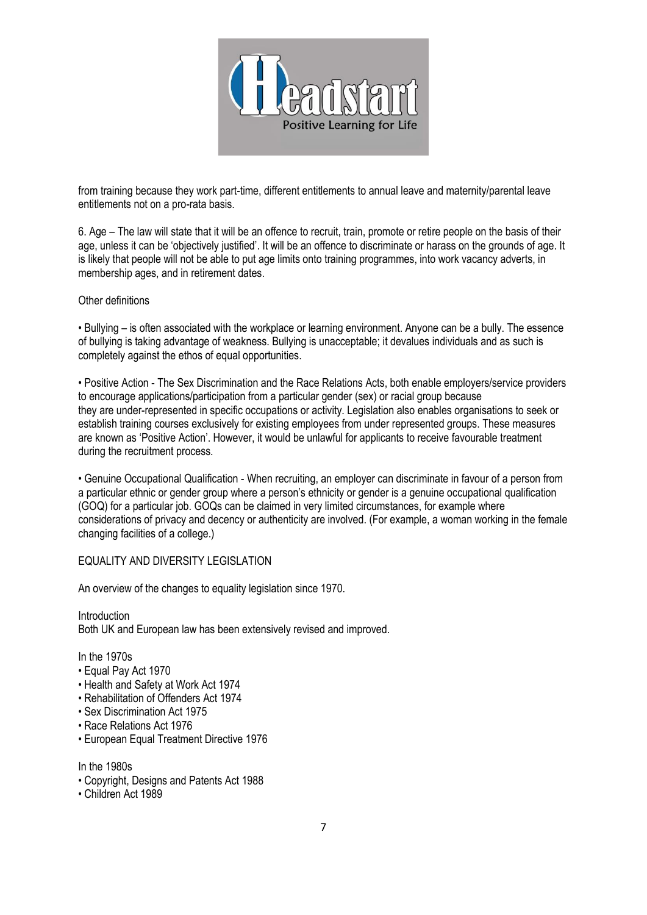from training because they work part-time, different entitlements to annual leave and maternity/parental leave entitlements not on a pro-rata basis.

6. Age – The law will state that it will be an offence to recruit, train, promote or retire people on the basis of their age, unless it can be 'objectively justified'. It will be an offence to discriminate or harass on the grounds of age. It is likely that people will not be able to put age limits onto training programmes, into work vacancy adverts, in membership ages, and in retirement dates.

Other definitions

• Bullying – is often associated with the workplace or learning environment. Anyone can be a bully. The essence of bullying is taking advantage of weakness. Bullying is unacceptable; it devalues individuals and as such is completely against the ethos of equal opportunities.

• Positive Action - The Sex Discrimination and the Race Relations Acts, both enable employers/service providers to encourage applications/participation from a particular gender (sex) or racial group because they are under-represented in specific occupations or activity. Legislation also enables organisations to seek or establish training courses exclusively for existing employees from under represented groups. These measures are known as 'Positive Action'. However, it would be unlawful for applicants to receive favourable treatment during the recruitment process.

• Genuine Occupational Qualification - When recruiting, an employer can discriminate in favour of a person from a particular ethnic or gender group where a person's ethnicity or gender is a genuine occupational qualification (GOQ) for a particular job. GOQs can be claimed in very limited circumstances, for example where considerations of privacy and decency or authenticity are involved. (For example, a woman working in the female changing facilities of a college.)

## EQUALITY AND DIVERSITY LEGISLATION

An overview of the changes to equality legislation since 1970.

Introduction
Both UK and European law has been extensively revised and improved.

In the 1970s

- Equal Pay Act 1970
- Health and Safety at Work Act 1974
- Rehabilitation of Offenders Act 1974
- Sex Discrimination Act 1975
- Race Relations Act 1976
- European Equal Treatment Directive 1976

In the 1980s

- Copyright, Designs and Patents Act 1988
- Children Act 1989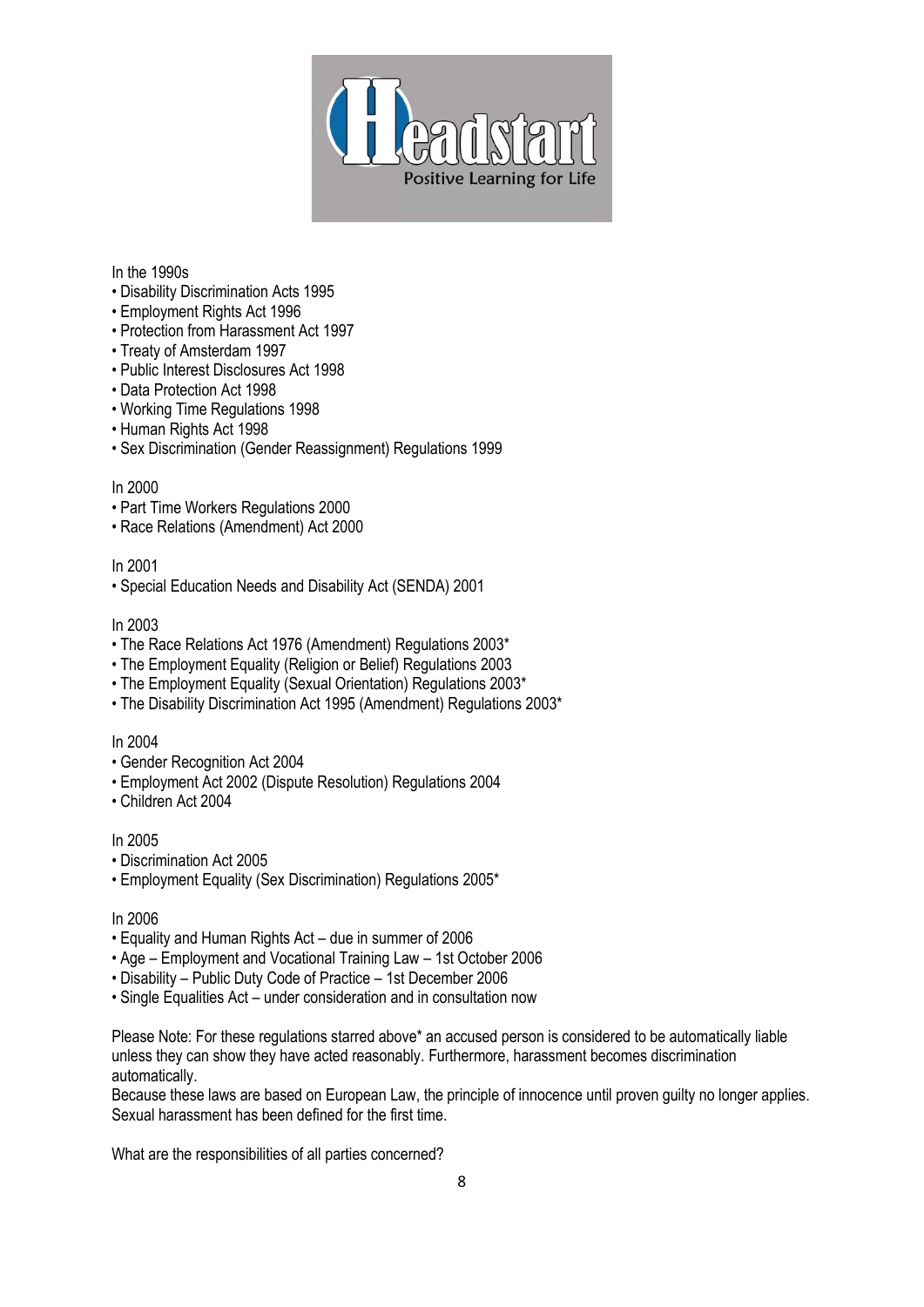In the 1990s

- Disability Discrimination Acts 1995
- Employment Rights Act 1996
- Protection from Harassment Act 1997
- Treaty of Amsterdam 1997
- Public Interest Disclosures Act 1998
- Data Protection Act 1998
- Working Time Regulations 1998
- Human Rights Act 1998
- Sex Discrimination (Gender Reassignment) Regulations 1999

In 2000

- Part Time Workers Regulations 2000
- Race Relations (Amendment) Act 2000

In 2001

- Special Education Needs and Disability Act (SENDA) 2001

In 2003

- The Race Relations Act 1976 (Amendment) Regulations 2003*
- The Employment Equality (Religion or Belief) Regulations 2003
- The Employment Equality (Sexual Orientation) Regulations 2003*
- The Disability Discrimination Act 1995 (Amendment) Regulations 2003*

In 2004

- Gender Recognition Act 2004
- Employment Act 2002 (Dispute Resolution) Regulations 2004
- Children Act 2004

In 2005

- Discrimination Act 2005
- Employment Equality (Sex Discrimination) Regulations 2005*

In 2006

- Equality and Human Rights Act – due in summer of 2006
- Age – Employment and Vocational Training Law – 1st October 2006
- Disability – Public Duty Code of Practice – 1st December 2006
- Single Equalities Act – under consideration and in consultation now

Please Note: For these regulations starred above* an accused person is considered to be automatically liable unless they can show they have acted reasonably. Furthermore, harassment becomes discrimination automatically.
Because these laws are based on European Law, the principle of innocence until proven guilty no longer applies. Sexual harassment has been defined for the first time.

What are the responsibilities of all parties concerned?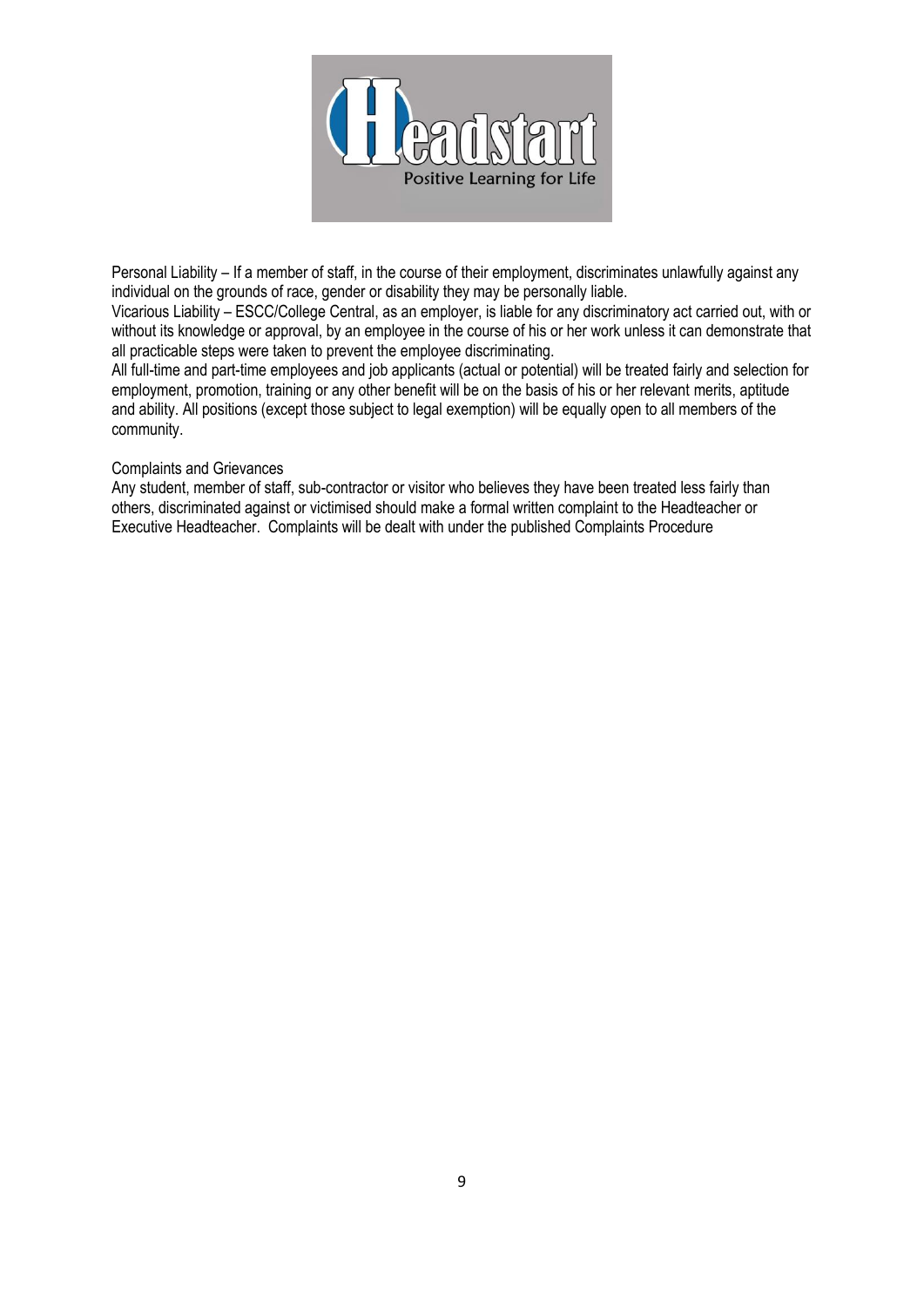Personal Liability – If a member of staff, in the course of their employment, discriminates unlawfully against any individual on the grounds of race, gender or disability they may be personally liable.

Vicarious Liability – ESCC/College Central, as an employer, is liable for any discriminatory act carried out, with or without its knowledge or approval, by an employee in the course of his or her work unless it can demonstrate that all practicable steps were taken to prevent the employee discriminating.

All full-time and part-time employees and job applicants (actual or potential) will be treated fairly and selection for employment, promotion, training or any other benefit will be on the basis of his or her relevant merits, aptitude and ability. All positions (except those subject to legal exemption) will be equally open to all members of the community.

Complaints and Grievances

Any student, member of staff, sub-contractor or visitor who believes they have been treated less fairly than others, discriminated against or victimised should make a formal written complaint to the Headteacher or Executive Headteacher. Complaints will be dealt with under the published Complaints Procedure